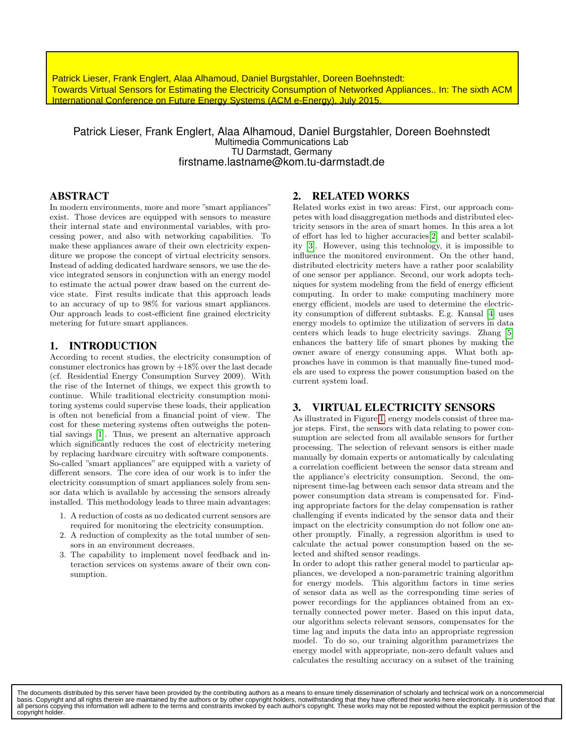Patrick Lieser, Frank Englert, Alaa Alhamoud, Daniel Burgstahler, Doreen Boehnstedt:
Towards Virtual Sensors for Estimating the Electricity Consumption of Networked Appliances.. In: The sixth ACM International Conference on Future Energy Systems (ACM e-Energy), July 2015.

Patrick Lieser, Frank Englert, Alaa Alhamoud, Daniel Burgstahler, Doreen Boehnstedt
Multimedia Communications Lab
TU Darmstadt, Germany
firstname.lastname@kom.tu-darmstadt.de

## ABSTRACT

In modern environments, more and more "smart appliances" exist. Those devices are equipped with sensors to measure their internal state and environmental variables, with processing power, and also with networking capabilities. To make these appliances aware of their own electricity expenditure we propose the concept of virtual electricity sensors. Instead of adding dedicated hardware sensors, we use the device integrated sensors in conjunction with an energy model to estimate the actual power draw based on the current device state. First results indicate that this approach leads to an accuracy of up to 98% for various smart appliances. Our approach leads to cost-efficient fine grained electricity metering for future smart appliances.

## 1. INTRODUCTION

According to recent studies, the electricity consumption of consumer electronics has grown by +18% over the last decade (cf. Residential Energy Consumption Survey 2009). With the rise of the Internet of things, we expect this growth to continue. While traditional electricity consumption monitoring systems could supervise these loads, their application is often not beneficial from a financial point of view. The cost for these metering systems often outweighs the potential savings [1]. Thus, we present an alternative approach which significantly reduces the cost of electricity metering by replacing hardware circuitry with software components. So-called "smart appliances" are equipped with a variety of different sensors. The core idea of our work is to infer the electricity consumption of smart appliances solely from sensor data which is available by accessing the sensors already installed. This methodology leads to three main advantages:

1. A reduction of costs as no dedicated current sensors are required for monitoring the electricity consumption.
2. A reduction of complexity as the total number of sensors in an environment decreases.
3. The capability to implement novel feedback and interaction services on systems aware of their own consumption.

## 2. RELATED WORKS

Related works exist in two areas: First, our approach competes with load disaggregation methods and distributed electricity sensors in the area of smart homes. In this area a lot of effort has led to higher accuracies[2] and better scalability [3]. However, using this technology, it is impossible to influence the monitored environment. On the other hand, distributed electricity meters have a rather poor scalability of one sensor per appliance. Second, our work adopts techniques for system modeling from the field of energy efficient computing. In order to make computing machinery more energy efficient, models are used to determine the electricity consumption of different subtasks. E.g. Kansal [4] uses energy models to optimize the utilization of servers in data centers which leads to huge electricity savings. Zhang [5] enhances the battery life of smart phones by making the owner aware of energy consuming apps. What both approaches have in common is that manually fine-tuned models are used to express the power consumption based on the current system load.

## 3. VIRTUAL ELECTRICITY SENSORS

As illustrated in Figure 1, energy models consist of three major steps. First, the sensors with data relating to power consumption are selected from all available sensors for further processing. The selection of relevant sensors is either made manually by domain experts or automatically by calculating a correlation coefficient between the sensor data stream and the appliance's electricity consumption. Second, the omnipresent time-lag between each sensor data stream and the power consumption data stream is compensated for. Finding appropriate factors for the delay compensation is rather challenging if events indicated by the sensor data and their impact on the electricity consumption do not follow one another promptly. Finally, a regression algorithm is used to calculate the actual power consumption based on the selected and shifted sensor readings.
In order to adopt this rather general model to particular appliances, we developed a non-parametric training algorithm for energy models. This algorithm factors in time series of sensor data as well as the corresponding time series of power recordings for the appliances obtained from an externally connected power meter. Based on this input data, our algorithm selects relevant sensors, compensates for the time lag and inputs the data into an appropriate regression model. To do so, our training algorithm parametrizes the energy model with appropriate, non-zero default values and calculates the resulting accuracy on a subset of the training

The documents distributed by this server have been provided by the contributing authors as a means to ensure timely dissemination of scholarly and technical work on a noncommercial basis. Copyright and all rights therein are maintained by the authors or by other copyright holders, notwithstanding that they have offered their works here electronically. It is understood that all persons copying this information will adhere to the terms and constraints invoked by each author's copyright. These works may not be reposted without the explicit permission of the copyright holder.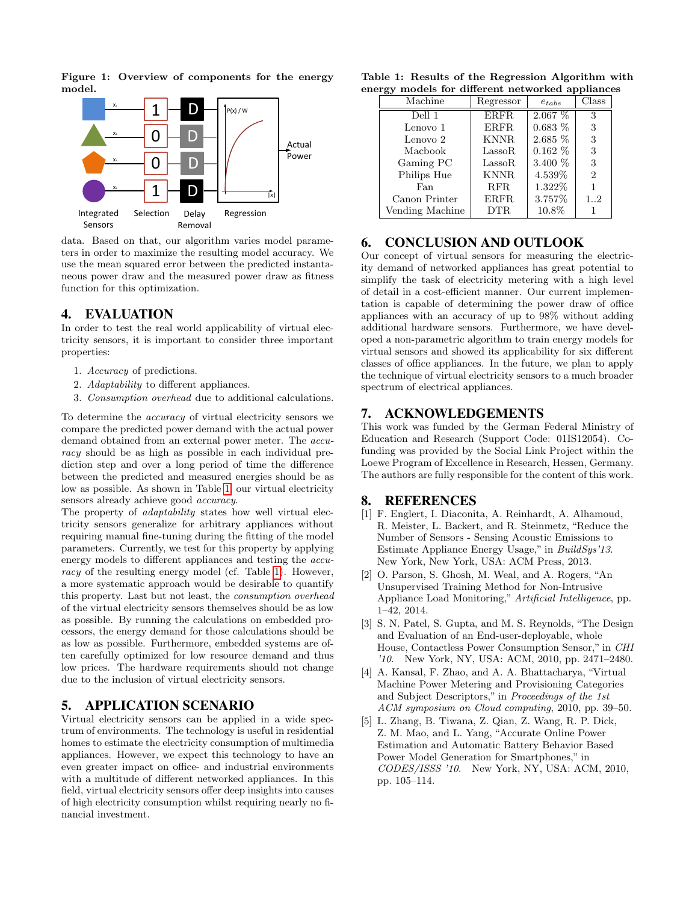Figure 1: Overview of components for the energy model.

$x_i$

1

0

0

1

D

D

D

D

P(x) / W

|x|

Actual Power

Integrated Sensors

Selection

Delay Removal

Regression

data. Based on that, our algorithm varies model parameters in order to maximize the resulting model accuracy. We use the mean squared error between the predicted instantaneous power draw and the measured power draw as fitness function for this optimization.

## 4. EVALUATION

In order to test the real world applicability of virtual electricity sensors, it is important to consider three important properties:

1. *Accuracy* of predictions.
2. *Adaptability* to different appliances.
3. *Consumption overhead* due to additional calculations.

To determine the *accuracy* of virtual electricity sensors we compare the predicted power demand with the actual power demand obtained from an external power meter. The *accuracy* should be as high as possible in each individual prediction step and over a long period of time the difference between the predicted and measured energies should be as low as possible. As shown in Table 1, our virtual electricity sensors already achieve good *accuracy*.

The property of *adaptability* states how well virtual electricity sensors generalize for arbitrary appliances without requiring manual fine-tuning during the fitting of the model parameters. Currently, we test for this property by applying energy models to different appliances and testing the *accuracy* of the resulting energy model (cf. Table 1). However, a more systematic approach would be desirable to quantify this property. Last but not least, the *consumption overhead* of the virtual electricity sensors themselves should be as low as possible. By running the calculations on embedded processors, the energy demand for those calculations should be as low as possible. Furthermore, embedded systems are often carefully optimized for low resource demand and thus low prices. The hardware requirements should not change due to the inclusion of virtual electricity sensors.

## 5. APPLICATION SCENARIO

Virtual electricity sensors can be applied in a wide spectrum of environments. The technology is useful in residential homes to estimate the electricity consumption of multimedia appliances. However, we expect this technology to have an even greater impact on office- and industrial environments with a multitude of different networked appliances. In this field, virtual electricity sensors offer deep insights into causes of high electricity consumption whilst requiring nearly no financial investment.

**Table 1: Results of the Regression Algorithm with energy models for different networked appliances**

| Machine | Regressor | $e_{tabs}$ | Class |
|---|---|---|---|
| Dell 1 | ERFR | 2.067 % | 3 |
| Lenovo 1 | ERFR | 0.683 % | 3 |
| Lenovo 2 | KNNR | 2.685 % | 3 |
| Macbook | LassoR | 0.162 % | 3 |
| Gaming PC | LassoR | 3.400 % | 3 |
| Philips Hue | KNNR | 4.539% | 2 |
| Fan | RFR | 1.322% | 1 |
| Canon Printer | ERFR | 3.757% | 1..2 |
| Vending Machine | DTR | 10.8% | 1 |

## 6. CONCLUSION AND OUTLOOK

Our concept of virtual sensors for measuring the electricity demand of networked appliances has great potential to simplify the task of electricity metering with a high level of detail in a cost-efficient manner. Our current implementation is capable of determining the power draw of office appliances with an accuracy of up to 98% without adding additional hardware sensors. Furthermore, we have developed a non-parametric algorithm to train energy models for virtual sensors and showed its applicability for six different classes of office appliances. In the future, we plan to apply the technique of virtual electricity sensors to a much broader spectrum of electrical appliances.

## 7. ACKNOWLEDGEMENTS

This work was funded by the German Federal Ministry of Education and Research (Support Code: 01IS12054). Co-funding was provided by the Social Link Project within the Loewe Program of Excellence in Research, Hessen, Germany. The authors are fully responsible for the content of this work.

## 8. REFERENCES

[1] F. Englert, I. Diaconita, A. Reinhardt, A. Alhamoud, R. Meister, L. Backert, and R. Steinmetz, "Reduce the Number of Sensors - Sensing Acoustic Emissions to Estimate Appliance Energy Usage," in *BuildSys'13*. New York, New York, USA: ACM Press, 2013.

[2] O. Parson, S. Ghosh, M. Weal, and A. Rogers, "An Unsupervised Training Method for Non-Intrusive Appliance Load Monitoring," *Artificial Intelligence*, pp. 1–42, 2014.

[3] S. N. Patel, S. Gupta, and M. S. Reynolds, "The Design and Evaluation of an End-user-deployable, whole House, Contactless Power Consumption Sensor," in *CHI '10*. New York, NY, USA: ACM, 2010, pp. 2471–2480.

[4] A. Kansal, F. Zhao, and A. A. Bhattacharya, "Virtual Machine Power Metering and Provisioning Categories and Subject Descriptors," in *Proceedings of the 1st ACM symposium on Cloud computing*, 2010, pp. 39–50.

[5] L. Zhang, B. Tiwana, Z. Qian, Z. Wang, R. P. Dick, Z. M. Mao, and L. Yang, "Accurate Online Power Estimation and Automatic Battery Behavior Based Power Model Generation for Smartphones," in *CODES/ISSS '10*. New York, NY, USA: ACM, 2010, pp. 105–114.